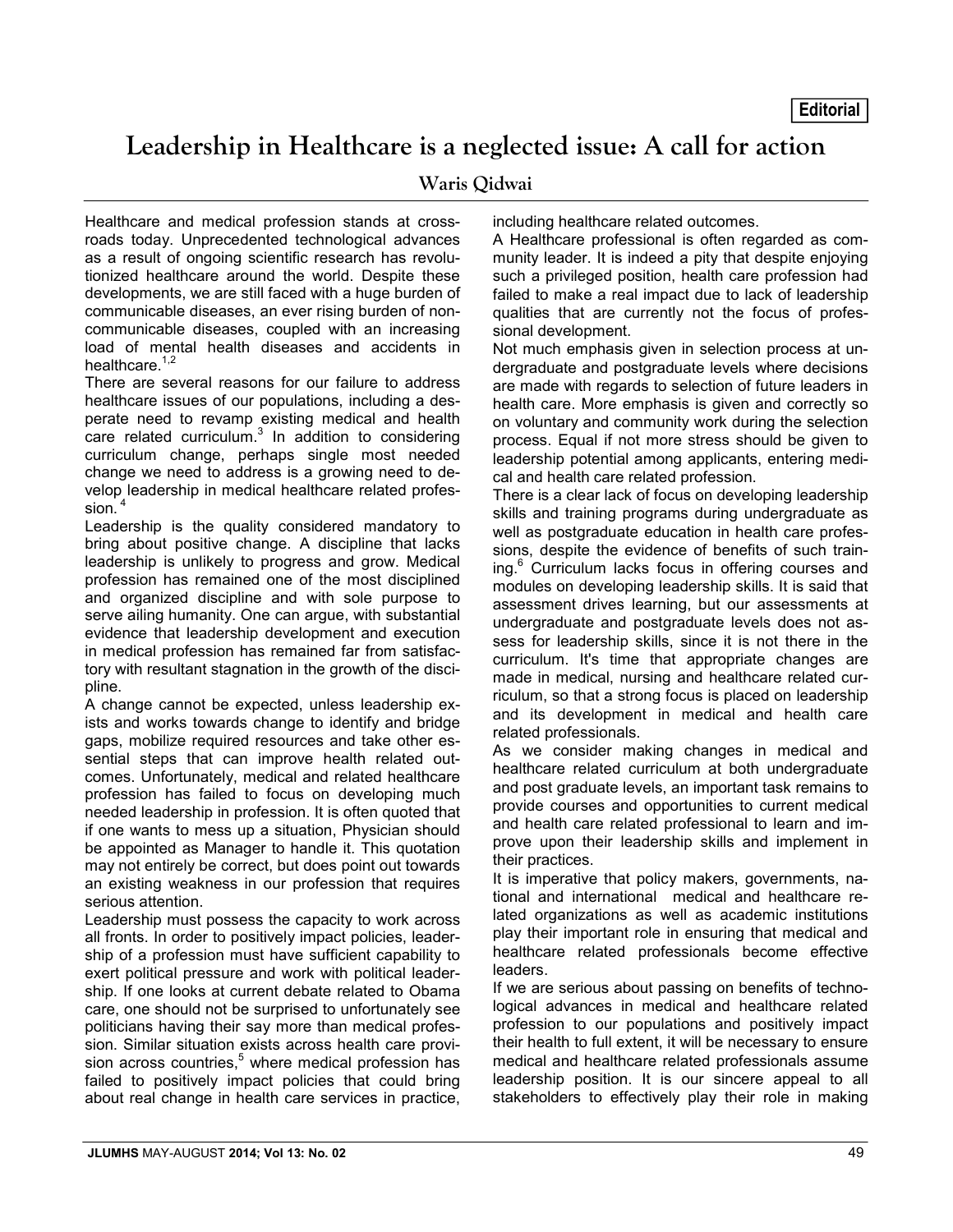Editorial

# Leadership in Healthcare is a neglected issue: A call for action

Waris Qidwai

Healthcare and medical profession stands at cross-roads today. Unprecedented technological advances as a result of ongoing scientific research has revolutionized healthcare around the world. Despite these developments, we are still faced with a huge burden of communicable diseases, an ever rising burden of non-communicable diseases, coupled with an increasing load of mental health diseases and accidents in healthcare.[1,2]

There are several reasons for our failure to address healthcare issues of our populations, including a desperate need to revamp existing medical and health care related curriculum.[3] In addition to considering curriculum change, perhaps single most needed change we need to address is a growing need to develop leadership in medical healthcare related profession.[4]

Leadership is the quality considered mandatory to bring about positive change. A discipline that lacks leadership is unlikely to progress and grow. Medical profession has remained one of the most disciplined and organized discipline and with sole purpose to serve ailing humanity. One can argue, with substantial evidence that leadership development and execution in medical profession has remained far from satisfactory with resultant stagnation in the growth of the discipline.

A change cannot be expected, unless leadership exists and works towards change to identify and bridge gaps, mobilize required resources and take other essential steps that can improve health related outcomes. Unfortunately, medical and related healthcare profession has failed to focus on developing much needed leadership in profession. It is often quoted that if one wants to mess up a situation, Physician should be appointed as Manager to handle it. This quotation may not entirely be correct, but does point out towards an existing weakness in our profession that requires serious attention.

Leadership must possess the capacity to work across all fronts. In order to positively impact policies, leadership of a profession must have sufficient capability to exert political pressure and work with political leadership. If one looks at current debate related to Obama care, one should not be surprised to unfortunately see politicians having their say more than medical profession. Similar situation exists across health care provision across countries,[5] where medical profession has failed to positively impact policies that could bring about real change in health care services in practice, including healthcare related outcomes.

A Healthcare professional is often regarded as community leader. It is indeed a pity that despite enjoying such a privileged position, health care profession had failed to make a real impact due to lack of leadership qualities that are currently not the focus of professional development.

Not much emphasis given in selection process at undergraduate and postgraduate levels where decisions are made with regards to selection of future leaders in health care. More emphasis is given and correctly so on voluntary and community work during the selection process. Equal if not more stress should be given to leadership potential among applicants, entering medical and health care related profession.

There is a clear lack of focus on developing leadership skills and training programs during undergraduate as well as postgraduate education in health care professions, despite the evidence of benefits of such training.[6] Curriculum lacks focus in offering courses and modules on developing leadership skills. It is said that assessment drives learning, but our assessments at undergraduate and postgraduate levels does not assess for leadership skills, since it is not there in the curriculum. It's time that appropriate changes are made in medical, nursing and healthcare related curriculum, so that a strong focus is placed on leadership and its development in medical and health care related professionals.

As we consider making changes in medical and healthcare related curriculum at both undergraduate and post graduate levels, an important task remains to provide courses and opportunities to current medical and health care related professional to learn and improve upon their leadership skills and implement in their practices.

It is imperative that policy makers, governments, national and international medical and healthcare related organizations as well as academic institutions play their important role in ensuring that medical and healthcare related professionals become effective leaders.

If we are serious about passing on benefits of technological advances in medical and healthcare related profession to our populations and positively impact their health to full extent, it will be necessary to ensure medical and healthcare related professionals assume leadership position. It is our sincere appeal to all stakeholders to effectively play their role in making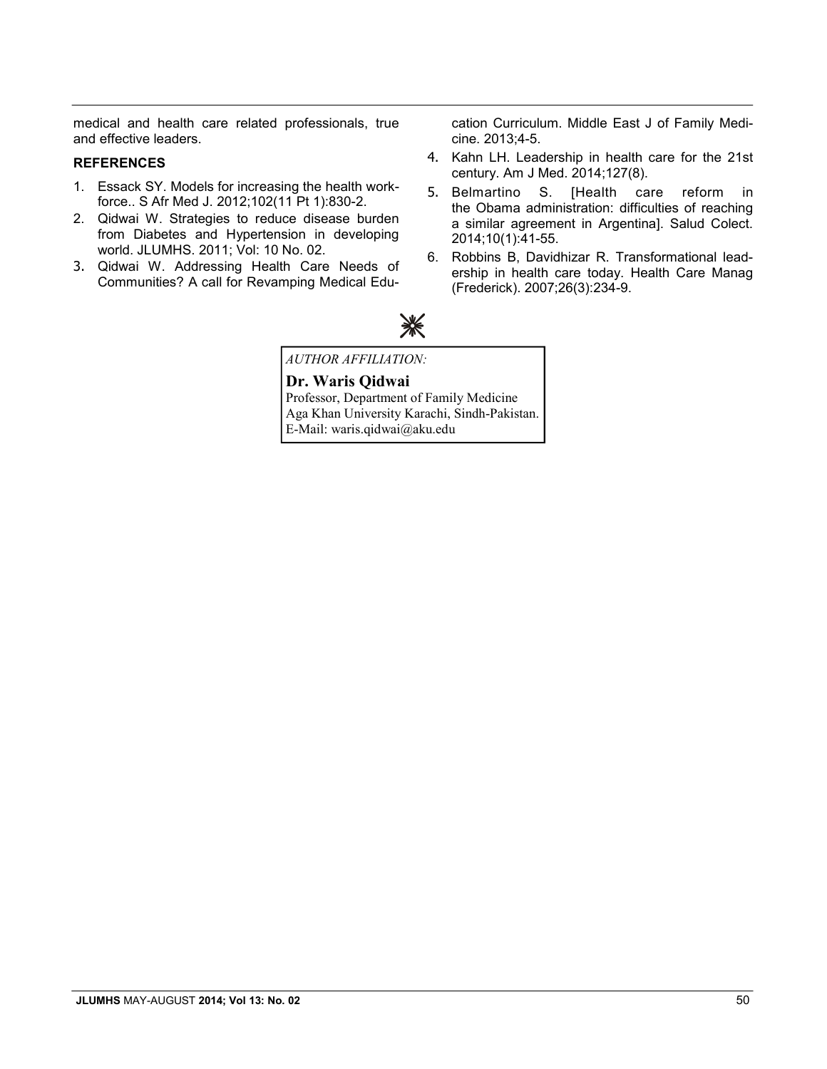medical and health care related professionals, true and effective leaders.

## REFERENCES

1. Essack SY. Models for increasing the health workforce.. S Afr Med J. 2012;102(11 Pt 1):830-2.
2. Qidwai W. Strategies to reduce disease burden from Diabetes and Hypertension in developing world. JLUMHS. 2011; Vol: 10 No. 02.
3. Qidwai W. Addressing Health Care Needs of Communities? A call for Revamping Medical Education Curriculum. Middle East J of Family Medicine. 2013;4-5.
4. Kahn LH. Leadership in health care for the 21st century. Am J Med. 2014;127(8).
5. Belmartino S. [Health care reform in the Obama administration: difficulties of reaching a similar agreement in Argentina]. Salud Colect. 2014;10(1):41-55.
6. Robbins B, Davidhizar R. Transformational leadership in health care today. Health Care Manag (Frederick). 2007;26(3):234-9.

*AUTHOR AFFILIATION:*

**Dr. Waris Qidwai**
Professor, Department of Family Medicine
Aga Khan University Karachi, Sindh-Pakistan.
E-Mail: waris.qidwai@aku.edu